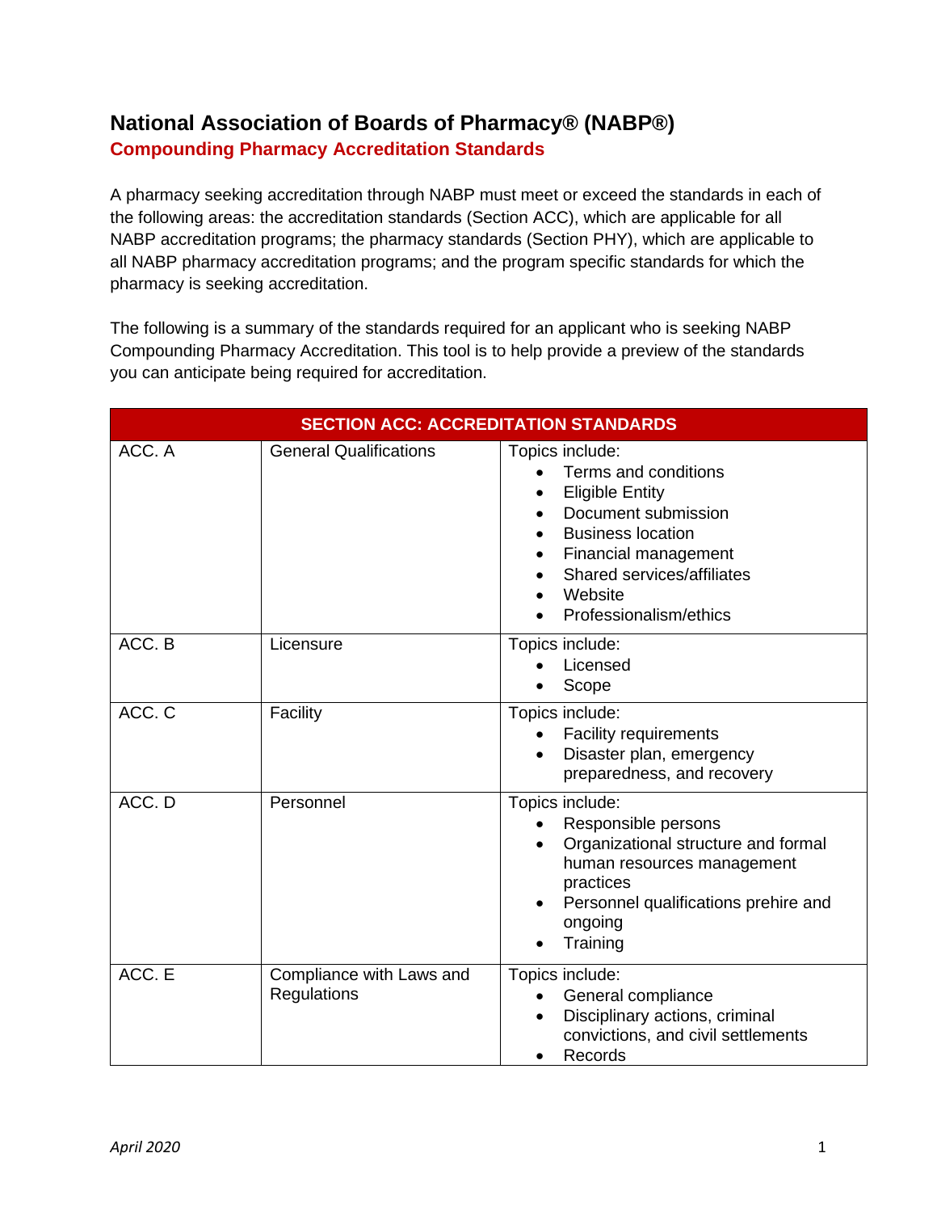# National Association of Boards of Pharmacy® (NABP®)

## Compounding Pharmacy Accreditation Standards

A pharmacy seeking accreditation through NABP must meet or exceed the standards in each of the following areas: the accreditation standards (Section ACC), which are applicable for all NABP accreditation programs; the pharmacy standards (Section PHY), which are applicable to all NABP pharmacy accreditation programs; and the program specific standards for which the pharmacy is seeking accreditation.

The following is a summary of the standards required for an applicant who is seeking NABP Compounding Pharmacy Accreditation. This tool is to help provide a preview of the standards you can anticipate being required for accreditation.

| SECTION ACC: ACCREDITATION STANDARDS | | |
|---|---|---|
| ACC. A | General Qualifications | Topics include:<br>• Terms and conditions<br>• Eligible Entity<br>• Document submission<br>• Business location<br>• Financial management<br>• Shared services/affiliates<br>• Website<br>• Professionalism/ethics |
| ACC. B | Licensure | Topics include:<br>• Licensed<br>• Scope |
| ACC. C | Facility | Topics include:<br>• Facility requirements<br>• Disaster plan, emergency preparedness, and recovery |
| ACC. D | Personnel | Topics include:<br>• Responsible persons<br>• Organizational structure and formal human resources management practices<br>• Personnel qualifications prehire and ongoing<br>• Training |
| ACC. E | Compliance with Laws and Regulations | Topics include:<br>• General compliance<br>• Disciplinary actions, criminal convictions, and civil settlements<br>• Records |

*April 2020*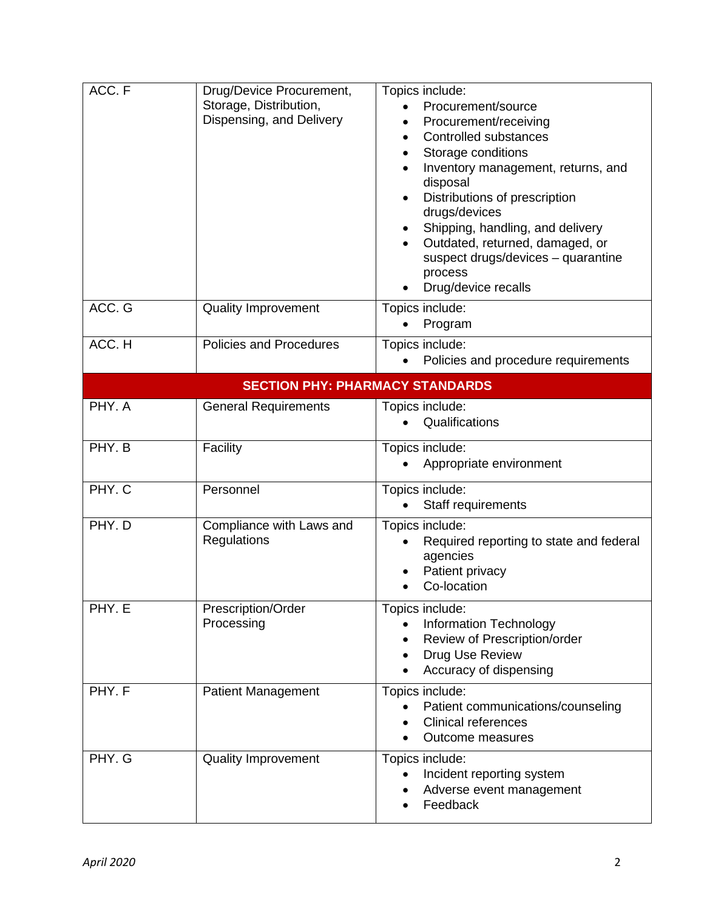| | | |
|---|---|---|
| ACC. F | Drug/Device Procurement, Storage, Distribution, Dispensing, and Delivery | Topics include:<br>• Procurement/source<br>• Procurement/receiving<br>• Controlled substances<br>• Storage conditions<br>• Inventory management, returns, and disposal<br>• Distributions of prescription drugs/devices<br>• Shipping, handling, and delivery<br>• Outdated, returned, damaged, or suspect drugs/devices – quarantine process<br>• Drug/device recalls |
| ACC. G | Quality Improvement | Topics include:<br>• Program |
| ACC. H | Policies and Procedures | Topics include:<br>• Policies and procedure requirements |
| **SECTION PHY: PHARMACY STANDARDS** | | |
| PHY. A | General Requirements | Topics include:<br>• Qualifications |
| PHY. B | Facility | Topics include:<br>• Appropriate environment |
| PHY. C | Personnel | Topics include:<br>• Staff requirements |
| PHY. D | Compliance with Laws and Regulations | Topics include:<br>• Required reporting to state and federal agencies<br>• Patient privacy<br>• Co-location |
| PHY. E | Prescription/Order Processing | Topics include:<br>• Information Technology<br>• Review of Prescription/order<br>• Drug Use Review<br>• Accuracy of dispensing |
| PHY. F | Patient Management | Topics include:<br>• Patient communications/counseling<br>• Clinical references<br>• Outcome measures |
| PHY. G | Quality Improvement | Topics include:<br>• Incident reporting system<br>• Adverse event management<br>• Feedback |

*April 2020*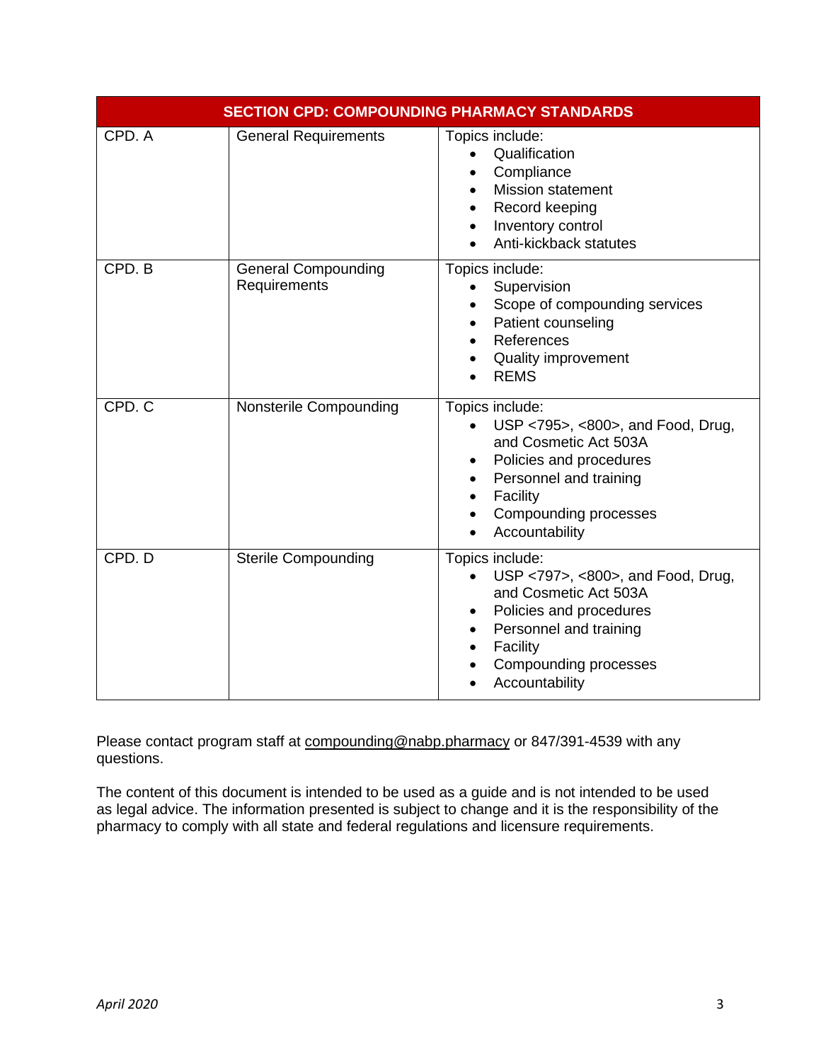| SECTION CPD: COMPOUNDING PHARMACY STANDARDS | | |
|---|---|---|
| CPD. A | General Requirements | Topics include:<br>• Qualification<br>• Compliance<br>• Mission statement<br>• Record keeping<br>• Inventory control<br>• Anti-kickback statutes |
| CPD. B | General Compounding Requirements | Topics include:<br>• Supervision<br>• Scope of compounding services<br>• Patient counseling<br>• References<br>• Quality improvement<br>• REMS |
| CPD. C | Nonsterile Compounding | Topics include:<br>• USP <795>, <800>, and Food, Drug, and Cosmetic Act 503A<br>• Policies and procedures<br>• Personnel and training<br>• Facility<br>• Compounding processes<br>• Accountability |
| CPD. D | Sterile Compounding | Topics include:<br>• USP <797>, <800>, and Food, Drug, and Cosmetic Act 503A<br>• Policies and procedures<br>• Personnel and training<br>• Facility<br>• Compounding processes<br>• Accountability |

Please contact program staff at compounding@nabp.pharmacy or 847/391-4539 with any questions.

The content of this document is intended to be used as a guide and is not intended to be used as legal advice. The information presented is subject to change and it is the responsibility of the pharmacy to comply with all state and federal regulations and licensure requirements.